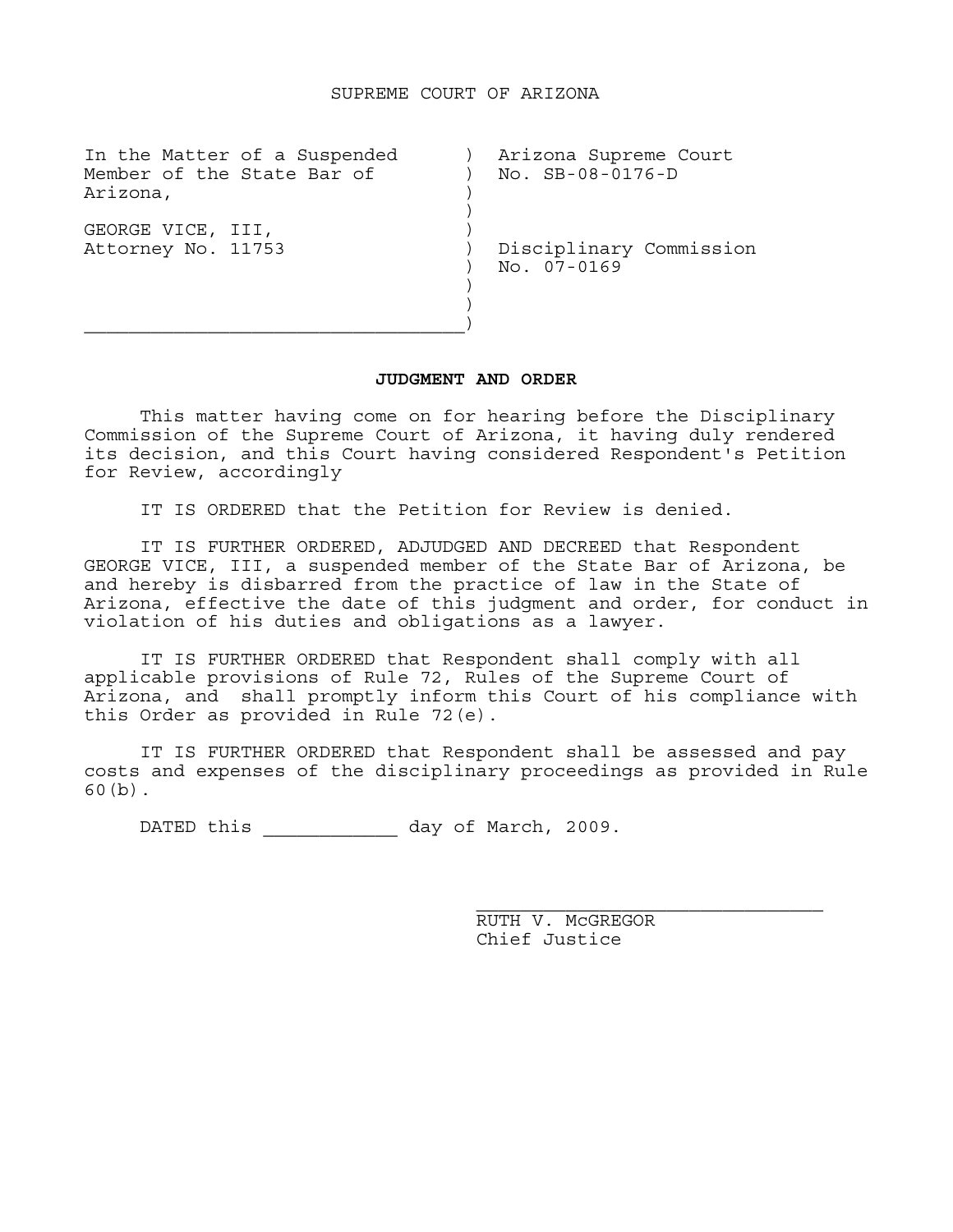SUPREME COURT OF ARIZONA

| | |
|---|---|
| In the Matter of a Suspended Member of the State Bar of Arizona,<br><br>GEORGE VICE, III,<br>Attorney No. 11753 | Arizona Supreme Court<br>No. SB-08-0176-D<br><br>Disciplinary Commission<br>No. 07-0169 |

**JUDGMENT AND ORDER**

This matter having come on for hearing before the Disciplinary Commission of the Supreme Court of Arizona, it having duly rendered its decision, and this Court having considered Respondent's Petition for Review, accordingly

IT IS ORDERED that the Petition for Review is denied.

IT IS FURTHER ORDERED, ADJUDGED AND DECREED that Respondent GEORGE VICE, III, a suspended member of the State Bar of Arizona, be and hereby is disbarred from the practice of law in the State of Arizona, effective the date of this judgment and order, for conduct in violation of his duties and obligations as a lawyer.

IT IS FURTHER ORDERED that Respondent shall comply with all applicable provisions of Rule 72, Rules of the Supreme Court of Arizona, and shall promptly inform this Court of his compliance with this Order as provided in Rule 72(e).

IT IS FURTHER ORDERED that Respondent shall be assessed and pay costs and expenses of the disciplinary proceedings as provided in Rule 60(b).

DATED this ____________ day of March, 2009.

_______________________________
RUTH V. McGREGOR
Chief Justice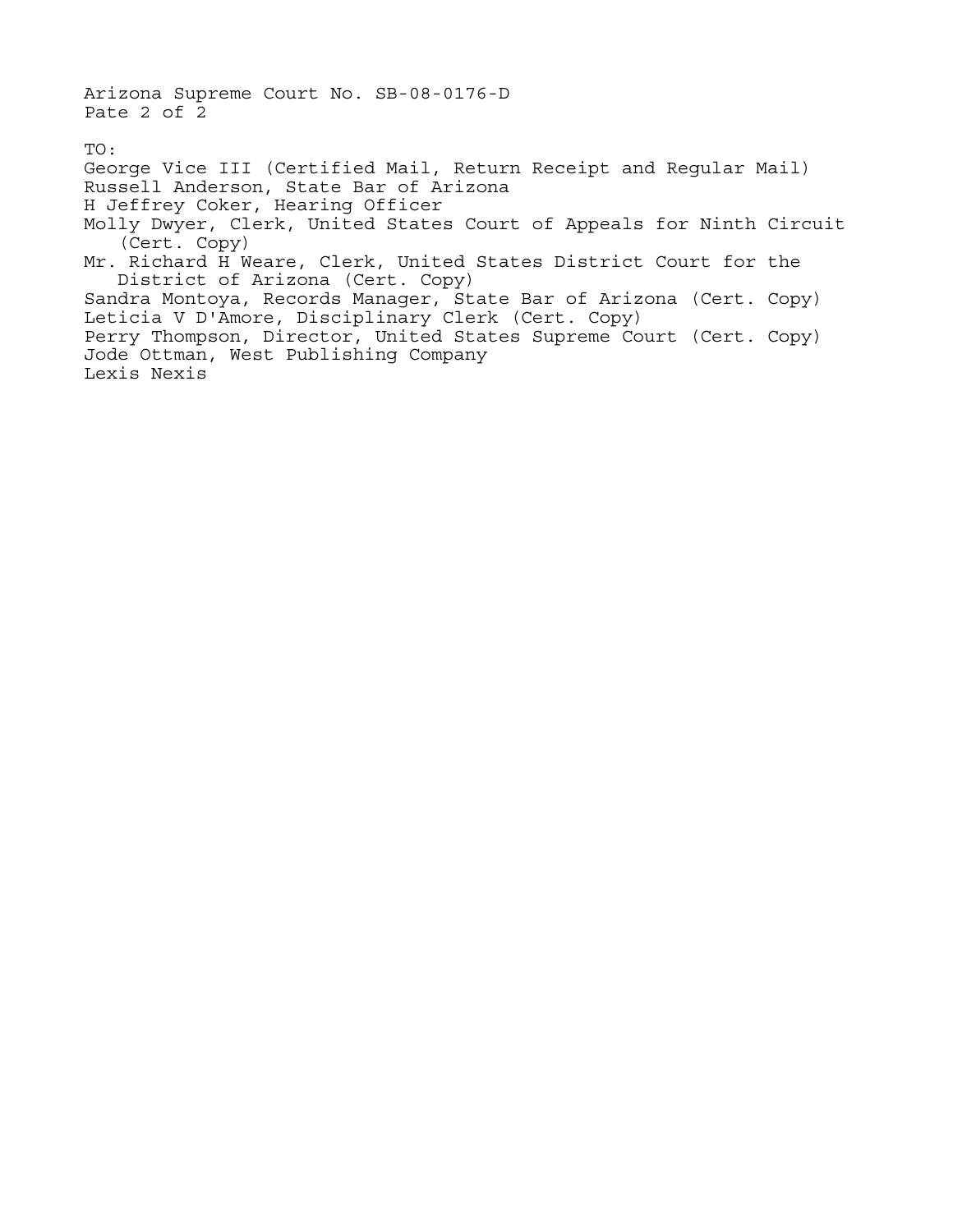Arizona Supreme Court No. SB-08-0176-D

TO:

George Vice III (Certified Mail, Return Receipt and Regular Mail)
Russell Anderson, State Bar of Arizona
H Jeffrey Coker, Hearing Officer
Molly Dwyer, Clerk, United States Court of Appeals for Ninth Circuit (Cert. Copy)
Mr. Richard H Weare, Clerk, United States District Court for the District of Arizona (Cert. Copy)
Sandra Montoya, Records Manager, State Bar of Arizona (Cert. Copy)
Leticia V D'Amore, Disciplinary Clerk (Cert. Copy)
Perry Thompson, Director, United States Supreme Court (Cert. Copy)
Jode Ottman, West Publishing Company
Lexis Nexis